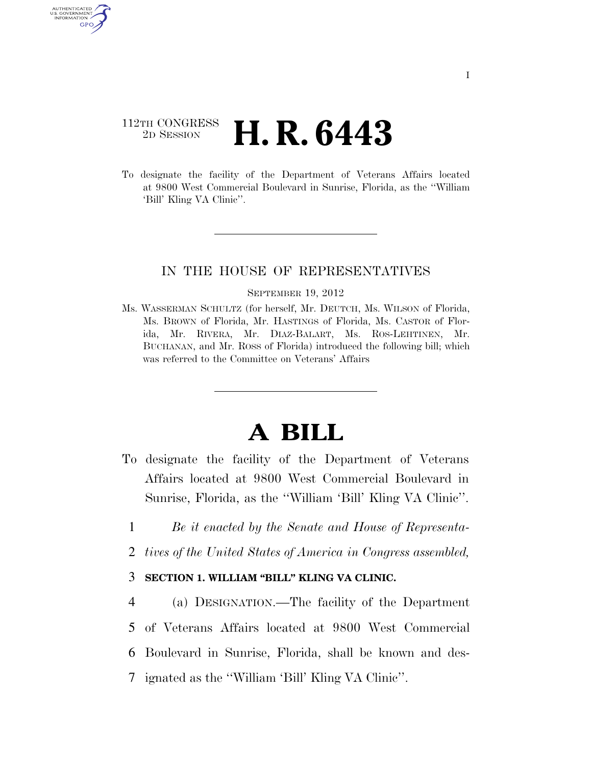I

112TH CONGRESS
2D SESSION

# H. R. 6443

To designate the facility of the Department of Veterans Affairs located at 9800 West Commercial Boulevard in Sunrise, Florida, as the ''William 'Bill' Kling VA Clinic''.

IN THE HOUSE OF REPRESENTATIVES

SEPTEMBER 19, 2012

Ms. WASSERMAN SCHULTZ (for herself, Mr. DEUTCH, Ms. WILSON of Florida, Ms. BROWN of Florida, Mr. HASTINGS of Florida, Ms. CASTOR of Florida, Mr. RIVERA, Mr. DIAZ-BALART, Ms. ROS-LEHTINEN, Mr. BUCHANAN, and Mr. ROSS of Florida) introduced the following bill; which was referred to the Committee on Veterans' Affairs

# A BILL

To designate the facility of the Department of Veterans Affairs located at 9800 West Commercial Boulevard in Sunrise, Florida, as the ''William 'Bill' Kling VA Clinic''.

1 *Be it enacted by the Senate and House of Representa-*
2 *tives of the United States of America in Congress assembled,*

3 **SECTION 1. WILLIAM "BILL" KLING VA CLINIC.**

4 (a) DESIGNATION.—The facility of the Department
5 of Veterans Affairs located at 9800 West Commercial
6 Boulevard in Sunrise, Florida, shall be known and des-
7 ignated as the ''William 'Bill' Kling VA Clinic''.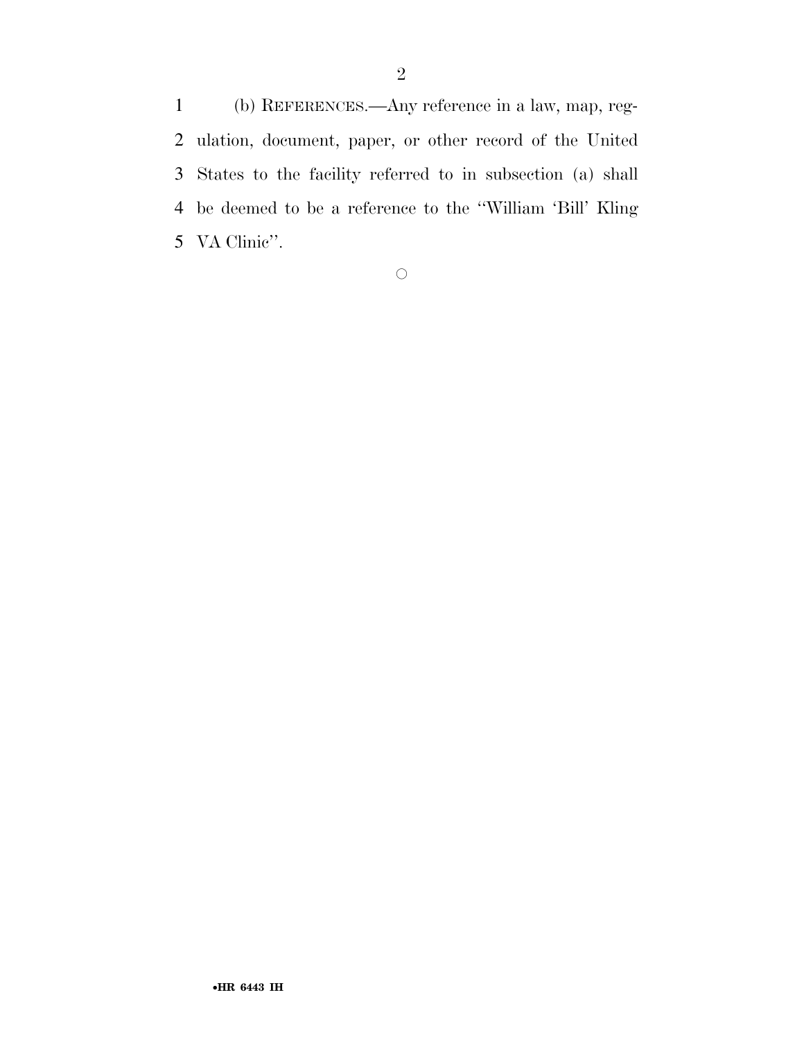(b) REFERENCES.—Any reference in a law, map, regulation, document, paper, or other record of the United States to the facility referred to in subsection (a) shall be deemed to be a reference to the ''William 'Bill' Kling VA Clinic''.

○